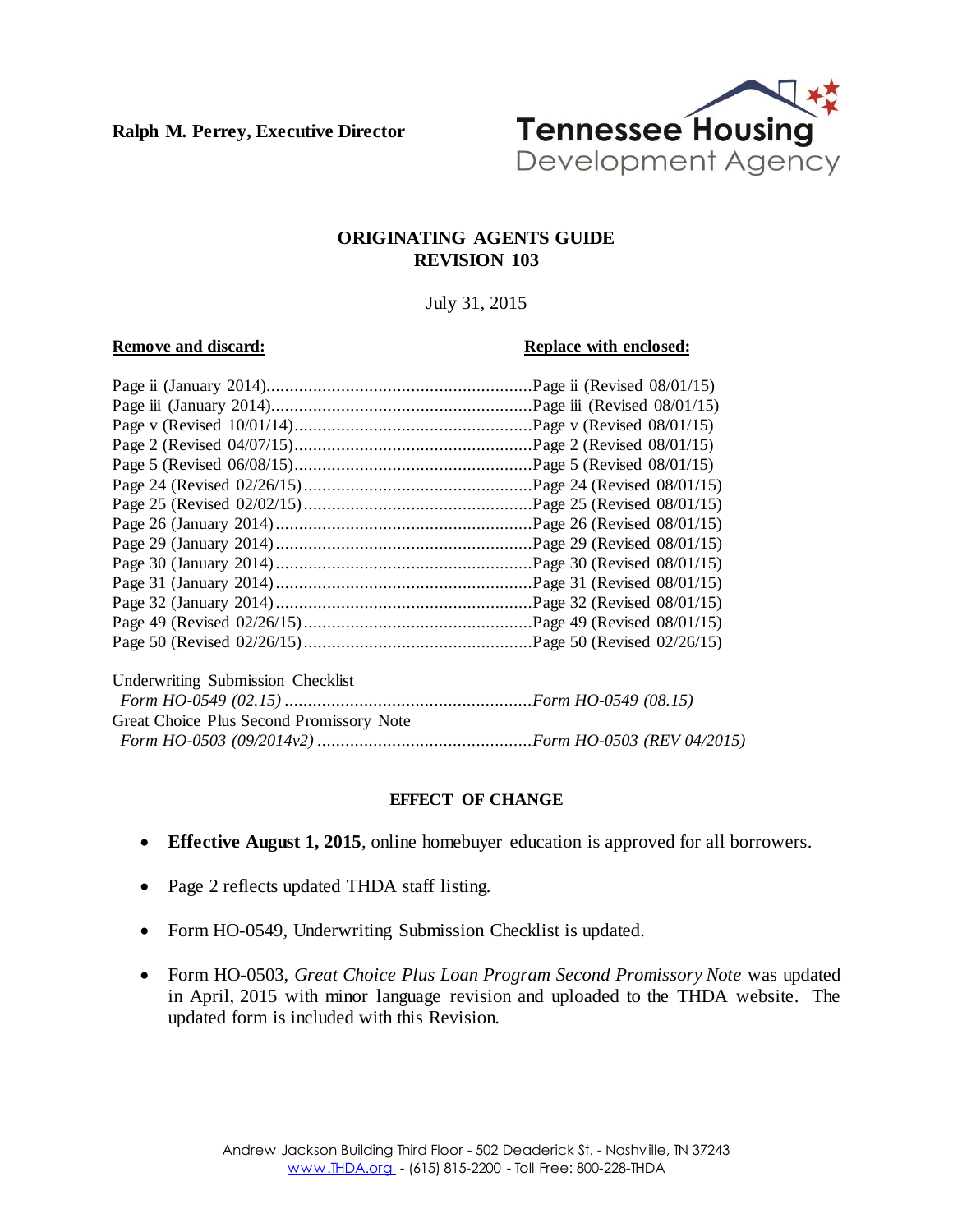**Ralph M. Perrey, Executive Director**

Tennessee Housing Development Agency

**ORIGINATING AGENTS GUIDE**
**REVISION 103**

July 31, 2015

| **Remove and discard:** | **Replace with enclosed:** |
| --- | --- |
| Page ii (January 2014) | Page ii (Revised 08/01/15) |
| Page iii (January 2014) | Page iii (Revised 08/01/15) |
| Page v (Revised 10/01/14) | Page v (Revised 08/01/15) |
| Page 2 (Revised 04/07/15) | Page 2 (Revised 08/01/15) |
| Page 5 (Revised 06/08/15) | Page 5 (Revised 08/01/15) |
| Page 24 (Revised 02/26/15) | Page 24 (Revised 08/01/15) |
| Page 25 (Revised 02/02/15) | Page 25 (Revised 08/01/15) |
| Page 26 (January 2014) | Page 26 (Revised 08/01/15) |
| Page 29 (January 2014) | Page 29 (Revised 08/01/15) |
| Page 30 (January 2014) | Page 30 (Revised 08/01/15) |
| Page 31 (January 2014) | Page 31 (Revised 08/01/15) |
| Page 32 (January 2014) | Page 32 (Revised 08/01/15) |
| Page 49 (Revised 02/26/15) | Page 49 (Revised 08/01/15) |
| Page 50 (Revised 02/26/15) | Page 50 (Revised 02/26/15) |
| Underwriting Submission Checklist | |
| *Form HO-0549 (02.15)* | *Form HO-0549 (08.15)* |
| Great Choice Plus Second Promissory Note | |
| *Form HO-0503 (09/2014v2)* | *Form HO-0503 (REV 04/2015)* |

**EFFECT OF CHANGE**

- **Effective August 1, 2015**, online homebuyer education is approved for all borrowers.
- Page 2 reflects updated THDA staff listing.
- Form HO-0549, Underwriting Submission Checklist is updated.
- Form HO-0503, *Great Choice Plus Loan Program Second Promissory Note* was updated in April, 2015 with minor language revision and uploaded to the THDA website. The updated form is included with this Revision.

Andrew Jackson Building Third Floor - 502 Deaderick St. - Nashville, TN 37243
www.THDA.org - (615) 815-2200 - Toll Free: 800-228-THDA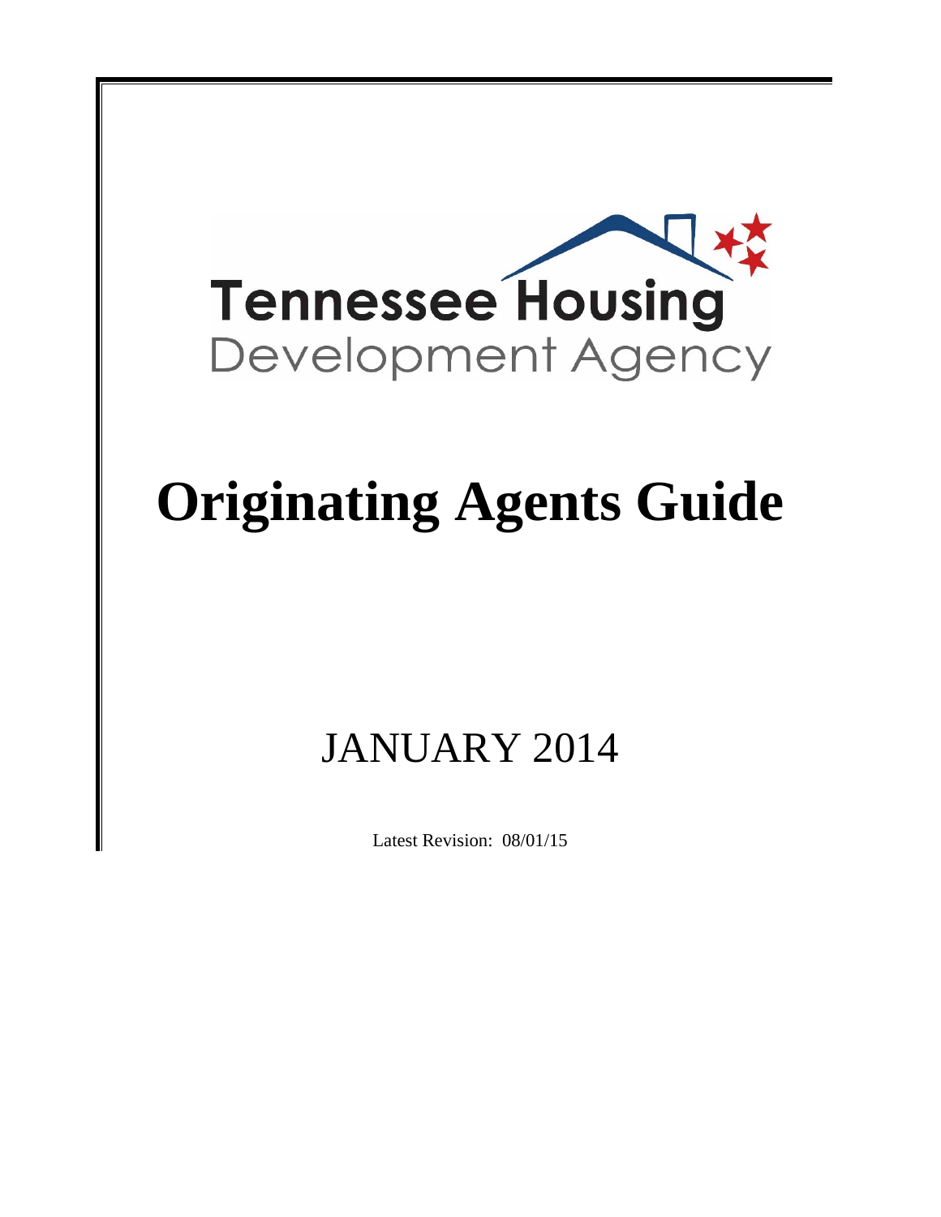Tennessee Housing
Development Agency

# Originating Agents Guide

## JANUARY 2014

Latest Revision: 08/01/15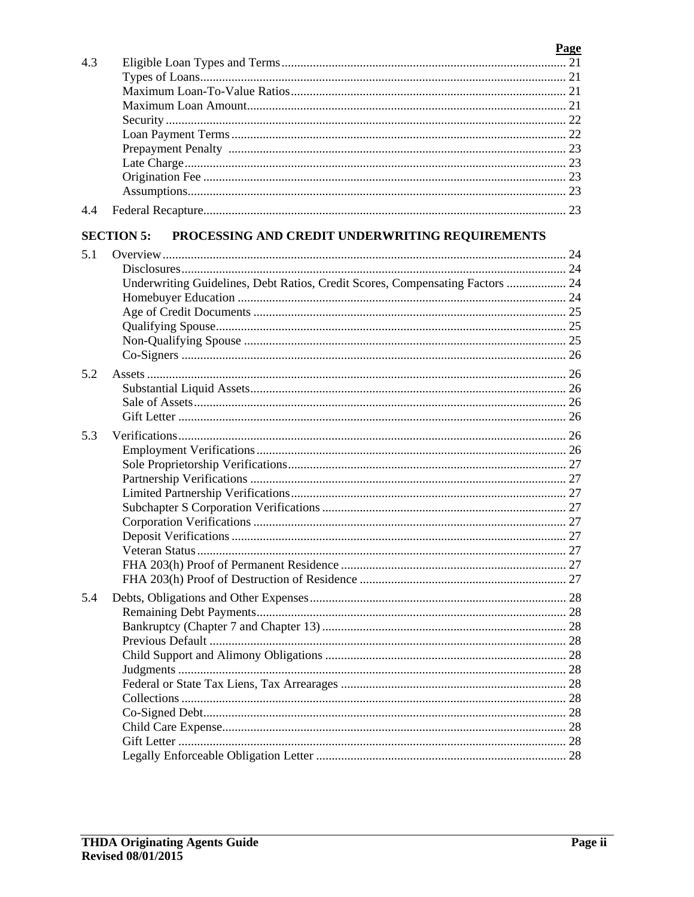| | | Page |
|---|---|---|
| 4.3 | Eligible Loan Types and Terms | 21 |
| | Types of Loans | 21 |
| | Maximum Loan-To-Value Ratios | 21 |
| | Maximum Loan Amount | 21 |
| | Security | 22 |
| | Loan Payment Terms | 22 |
| | Prepayment Penalty | 23 |
| | Late Charge | 23 |
| | Origination Fee | 23 |
| | Assumptions | 23 |
| 4.4 | Federal Recapture | 23 |

**SECTION 5: PROCESSING AND CREDIT UNDERWRITING REQUIREMENTS**

| | | Page |
|---|---|---|
| 5.1 | Overview | 24 |
| | Disclosures | 24 |
| | Underwriting Guidelines, Debt Ratios, Credit Scores, Compensating Factors | 24 |
| | Homebuyer Education | 24 |
| | Age of Credit Documents | 25 |
| | Qualifying Spouse | 25 |
| | Non-Qualifying Spouse | 25 |
| | Co-Signers | 26 |
| 5.2 | Assets | 26 |
| | Substantial Liquid Assets | 26 |
| | Sale of Assets | 26 |
| | Gift Letter | 26 |
| 5.3 | Verifications | 26 |
| | Employment Verifications | 26 |
| | Sole Proprietorship Verifications | 27 |
| | Partnership Verifications | 27 |
| | Limited Partnership Verifications | 27 |
| | Subchapter S Corporation Verifications | 27 |
| | Corporation Verifications | 27 |
| | Deposit Verifications | 27 |
| | Veteran Status | 27 |
| | FHA 203(h) Proof of Permanent Residence | 27 |
| | FHA 203(h) Proof of Destruction of Residence | 27 |
| 5.4 | Debts, Obligations and Other Expenses | 28 |
| | Remaining Debt Payments | 28 |
| | Bankruptcy (Chapter 7 and Chapter 13) | 28 |
| | Previous Default | 28 |
| | Child Support and Alimony Obligations | 28 |
| | Judgments | 28 |
| | Federal or State Tax Liens, Tax Arrearages | 28 |
| | Collections | 28 |
| | Co-Signed Debt | 28 |
| | Child Care Expense | 28 |
| | Gift Letter | 28 |
| | Legally Enforceable Obligation Letter | 28 |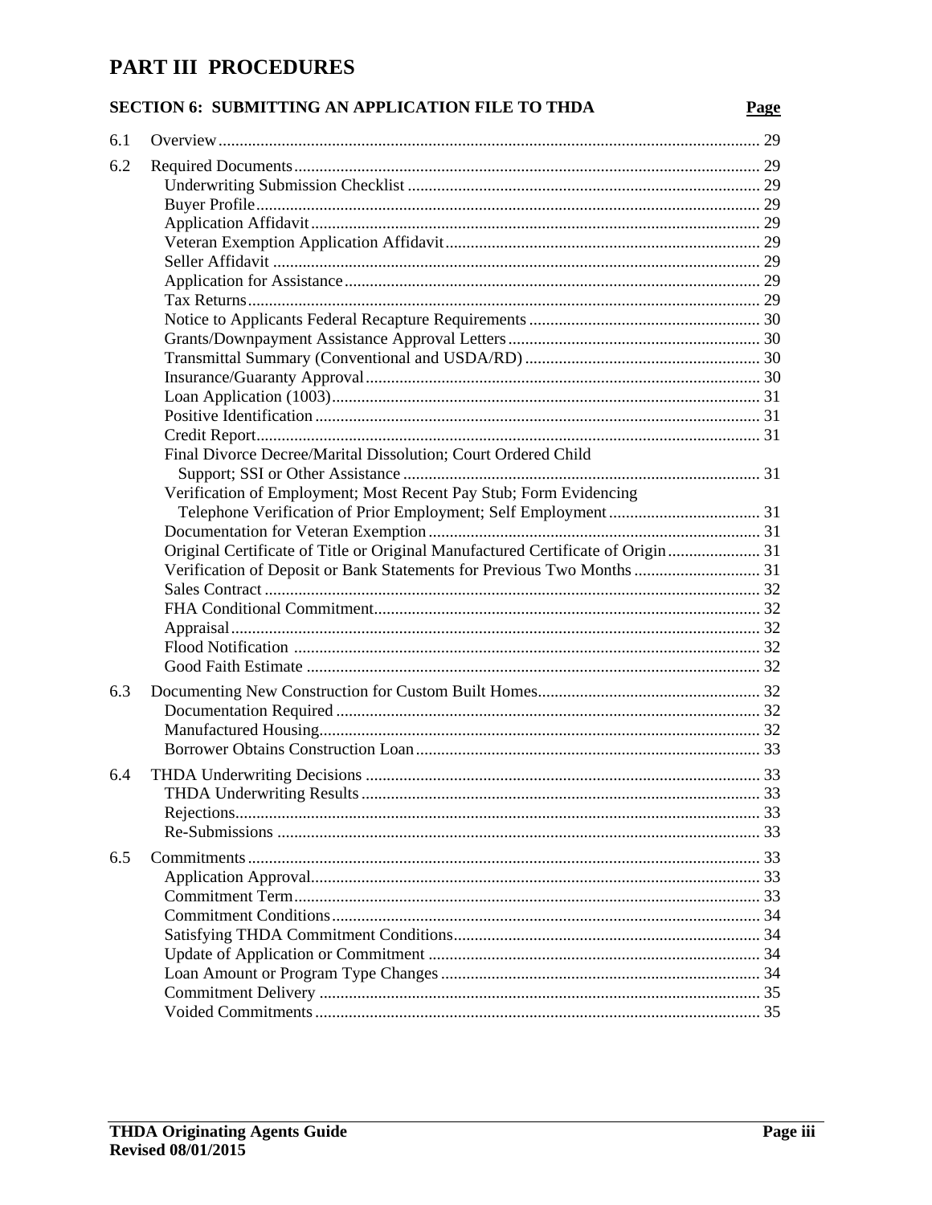# PART III PROCEDURES

## SECTION 6: SUBMITTING AN APPLICATION FILE TO THDA

| | | Page |
|---|---|---|
| 6.1 | Overview | 29 |
| 6.2 | Required Documents | 29 |
| | Underwriting Submission Checklist | 29 |
| | Buyer Profile | 29 |
| | Application Affidavit | 29 |
| | Veteran Exemption Application Affidavit | 29 |
| | Seller Affidavit | 29 |
| | Application for Assistance | 29 |
| | Tax Returns | 29 |
| | Notice to Applicants Federal Recapture Requirements | 30 |
| | Grants/Downpayment Assistance Approval Letters | 30 |
| | Transmittal Summary (Conventional and USDA/RD) | 30 |
| | Insurance/Guaranty Approval | 30 |
| | Loan Application (1003) | 31 |
| | Positive Identification | 31 |
| | Credit Report | 31 |
| | Final Divorce Decree/Marital Dissolution; Court Ordered Child Support; SSI or Other Assistance | 31 |
| | Verification of Employment; Most Recent Pay Stub; Form Evidencing Telephone Verification of Prior Employment; Self Employment | 31 |
| | Documentation for Veteran Exemption | 31 |
| | Original Certificate of Title or Original Manufactured Certificate of Origin | 31 |
| | Verification of Deposit or Bank Statements for Previous Two Months | 31 |
| | Sales Contract | 32 |
| | FHA Conditional Commitment | 32 |
| | Appraisal | 32 |
| | Flood Notification | 32 |
| | Good Faith Estimate | 32 |
| 6.3 | Documenting New Construction for Custom Built Homes | 32 |
| | Documentation Required | 32 |
| | Manufactured Housing | 32 |
| | Borrower Obtains Construction Loan | 33 |
| 6.4 | THDA Underwriting Decisions | 33 |
| | THDA Underwriting Results | 33 |
| | Rejections | 33 |
| | Re-Submissions | 33 |
| 6.5 | Commitments | 33 |
| | Application Approval | 33 |
| | Commitment Term | 33 |
| | Commitment Conditions | 34 |
| | Satisfying THDA Commitment Conditions | 34 |
| | Update of Application or Commitment | 34 |
| | Loan Amount or Program Type Changes | 34 |
| | Commitment Delivery | 35 |
| | Voided Commitments | 35 |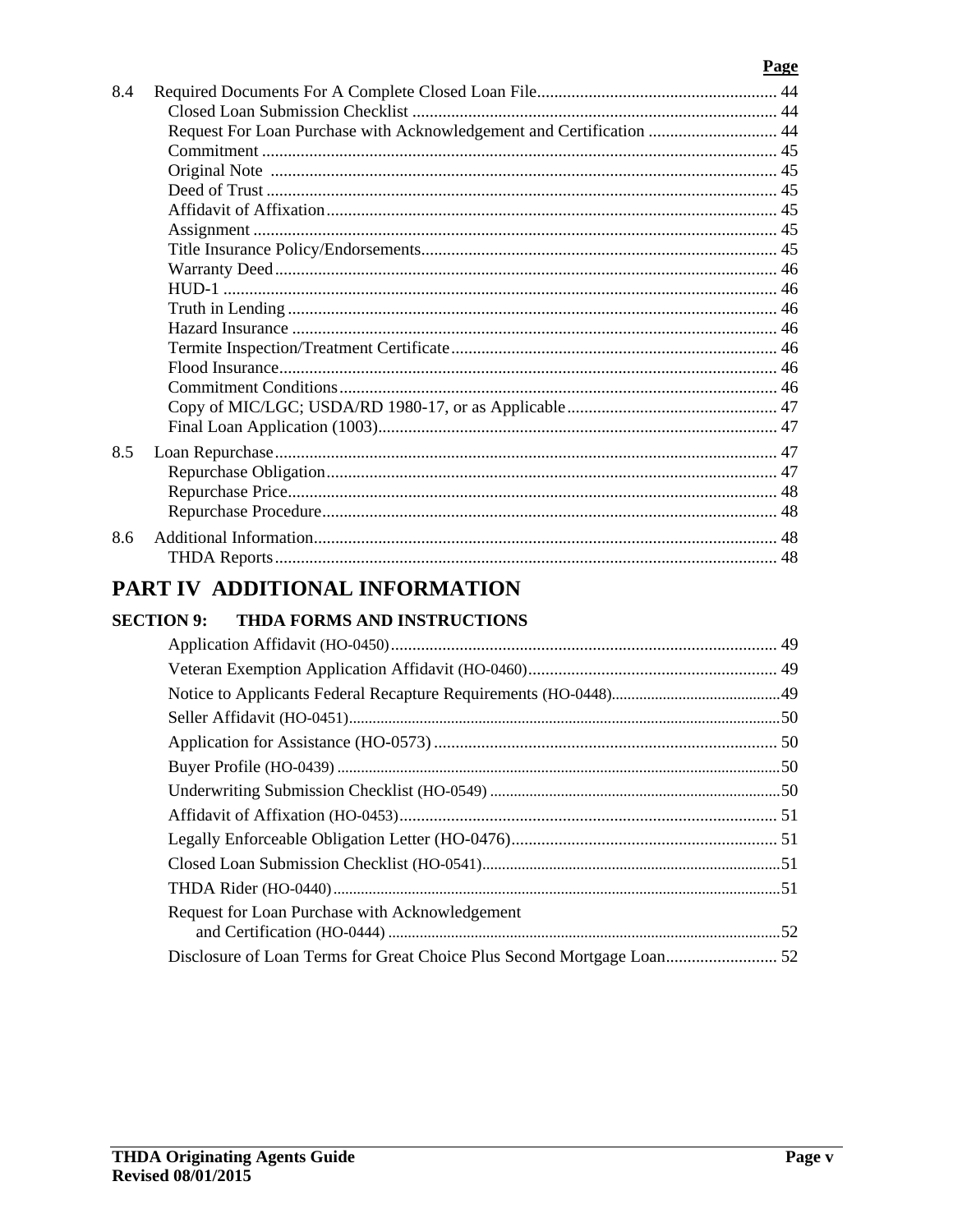| | | Page |
|---|---|---|
| 8.4 | Required Documents For A Complete Closed Loan File | 44 |
| | Closed Loan Submission Checklist | 44 |
| | Request For Loan Purchase with Acknowledgement and Certification | 44 |
| | Commitment | 45 |
| | Original Note | 45 |
| | Deed of Trust | 45 |
| | Affidavit of Affixation | 45 |
| | Assignment | 45 |
| | Title Insurance Policy/Endorsements | 45 |
| | Warranty Deed | 46 |
| | HUD-1 | 46 |
| | Truth in Lending | 46 |
| | Hazard Insurance | 46 |
| | Termite Inspection/Treatment Certificate | 46 |
| | Flood Insurance | 46 |
| | Commitment Conditions | 46 |
| | Copy of MIC/LGC; USDA/RD 1980-17, or as Applicable | 47 |
| | Final Loan Application (1003) | 47 |
| 8.5 | Loan Repurchase | 47 |
| | Repurchase Obligation | 47 |
| | Repurchase Price | 48 |
| | Repurchase Procedure | 48 |
| 8.6 | Additional Information | 48 |
| | THDA Reports | 48 |

# PART IV ADDITIONAL INFORMATION

## SECTION 9: THDA FORMS AND INSTRUCTIONS

| | Page |
|---|---|
| Application Affidavit (HO-0450) | 49 |
| Veteran Exemption Application Affidavit (HO-0460) | 49 |
| Notice to Applicants Federal Recapture Requirements (HO-0448) | 49 |
| Seller Affidavit (HO-0451) | 50 |
| Application for Assistance (HO-0573) | 50 |
| Buyer Profile (HO-0439) | 50 |
| Underwriting Submission Checklist (HO-0549) | 50 |
| Affidavit of Affixation (HO-0453) | 51 |
| Legally Enforceable Obligation Letter (HO-0476) | 51 |
| Closed Loan Submission Checklist (HO-0541) | 51 |
| THDA Rider (HO-0440) | 51 |
| Request for Loan Purchase with Acknowledgement and Certification (HO-0444) | 52 |
| Disclosure of Loan Terms for Great Choice Plus Second Mortgage Loan | 52 |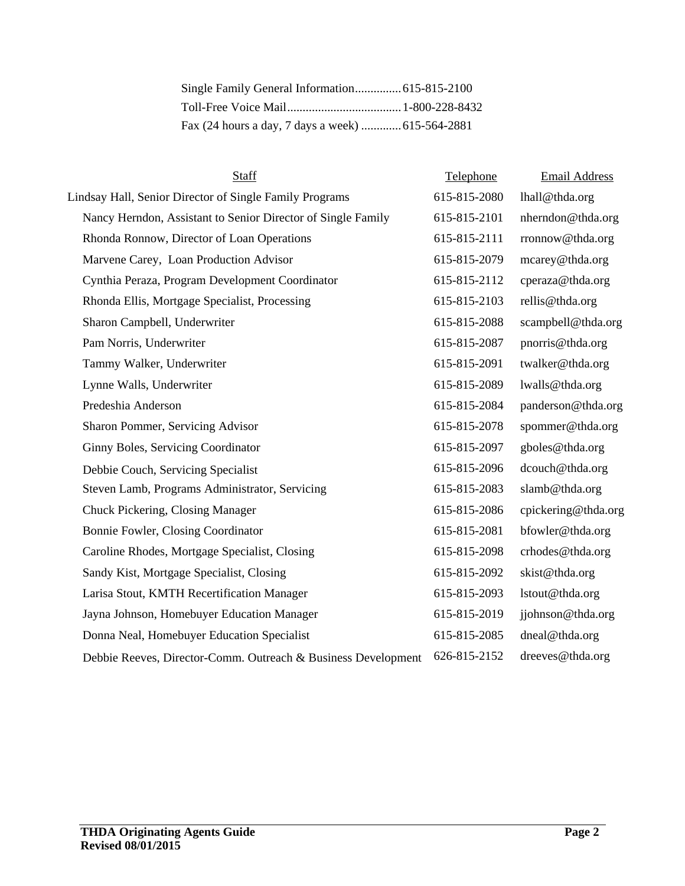Single Family General Information............... 615-815-2100
Toll-Free Voice Mail..................................... 1-800-228-8432
Fax (24 hours a day, 7 days a week) ............. 615-564-2881

| Staff | Telephone | Email Address |
|---|---|---|
| Lindsay Hall, Senior Director of Single Family Programs | 615-815-2080 | lhall@thda.org |
| Nancy Herndon, Assistant to Senior Director of Single Family | 615-815-2101 | nherndon@thda.org |
| Rhonda Ronnow, Director of Loan Operations | 615-815-2111 | rronnow@thda.org |
| Marvene Carey, Loan Production Advisor | 615-815-2079 | mcarey@thda.org |
| Cynthia Peraza, Program Development Coordinator | 615-815-2112 | cperaza@thda.org |
| Rhonda Ellis, Mortgage Specialist, Processing | 615-815-2103 | rellis@thda.org |
| Sharon Campbell, Underwriter | 615-815-2088 | scampbell@thda.org |
| Pam Norris, Underwriter | 615-815-2087 | pnorris@thda.org |
| Tammy Walker, Underwriter | 615-815-2091 | twalker@thda.org |
| Lynne Walls, Underwriter | 615-815-2089 | lwalls@thda.org |
| Predeshia Anderson | 615-815-2084 | panderson@thda.org |
| Sharon Pommer, Servicing Advisor | 615-815-2078 | spommer@thda.org |
| Ginny Boles, Servicing Coordinator | 615-815-2097 | gboles@thda.org |
| Debbie Couch, Servicing Specialist | 615-815-2096 | dcouch@thda.org |
| Steven Lamb, Programs Administrator, Servicing | 615-815-2083 | slamb@thda.org |
| Chuck Pickering, Closing Manager | 615-815-2086 | cpickering@thda.org |
| Bonnie Fowler, Closing Coordinator | 615-815-2081 | bfowler@thda.org |
| Caroline Rhodes, Mortgage Specialist, Closing | 615-815-2098 | crhodes@thda.org |
| Sandy Kist, Mortgage Specialist, Closing | 615-815-2092 | skist@thda.org |
| Larisa Stout, KMTH Recertification Manager | 615-815-2093 | lstout@thda.org |
| Jayna Johnson, Homebuyer Education Manager | 615-815-2019 | jjohnson@thda.org |
| Donna Neal, Homebuyer Education Specialist | 615-815-2085 | dneal@thda.org |
| Debbie Reeves, Director-Comm. Outreach & Business Development | 626-815-2152 | dreeves@thda.org |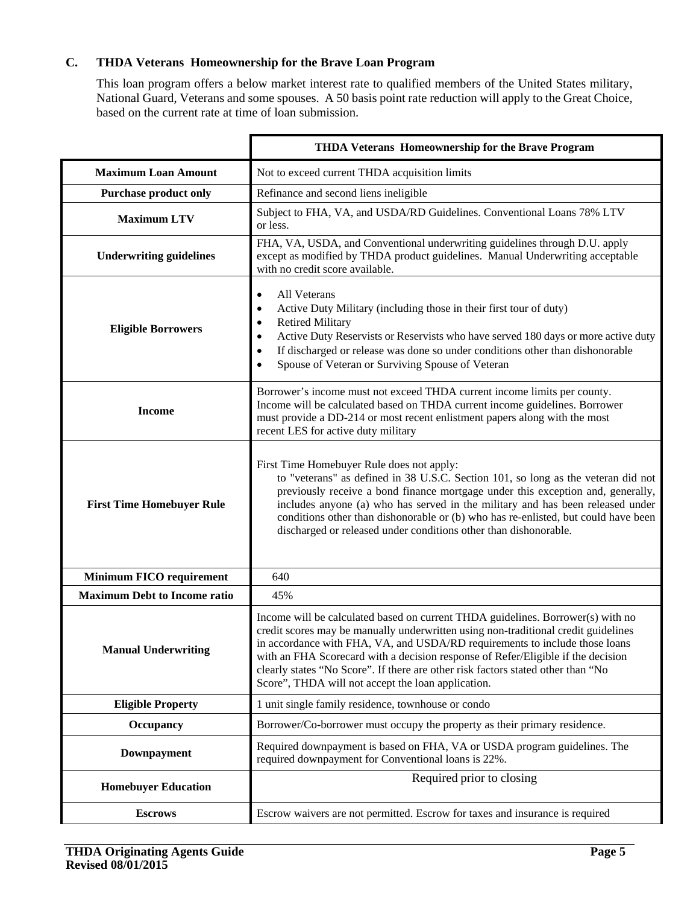### C. THDA Veterans Homeownership for the Brave Loan Program

This loan program offers a below market interest rate to qualified members of the United States military, National Guard, Veterans and some spouses. A 50 basis point rate reduction will apply to the Great Choice, based on the current rate at time of loan submission.

| | THDA Veterans Homeownership for the Brave Program |
|---|---|
| **Maximum Loan Amount** | Not to exceed current THDA acquisition limits |
| **Purchase product only** | Refinance and second liens ineligible |
| **Maximum LTV** | Subject to FHA, VA, and USDA/RD Guidelines. Conventional Loans 78% LTV or less. |
| **Underwriting guidelines** | FHA, VA, USDA, and Conventional underwriting guidelines through D.U. apply except as modified by THDA product guidelines. Manual Underwriting acceptable with no credit score available. |
| **Eligible Borrowers** | • All Veterans<br>• Active Duty Military (including those in their first tour of duty)<br>• Retired Military<br>• Active Duty Reservists or Reservists who have served 180 days or more active duty<br>• If discharged or release was done so under conditions other than dishonorable<br>• Spouse of Veteran or Surviving Spouse of Veteran |
| **Income** | Borrower's income must not exceed THDA current income limits per county. Income will be calculated based on THDA current income guidelines. Borrower must provide a DD-214 or most recent enlistment papers along with the most recent LES for active duty military |
| **First Time Homebuyer Rule** | First Time Homebuyer Rule does not apply: to "veterans" as defined in 38 U.S.C. Section 101, so long as the veteran did not previously receive a bond finance mortgage under this exception and, generally, includes anyone (a) who has served in the military and has been released under conditions other than dishonorable or (b) who has re-enlisted, but could have been discharged or released under conditions other than dishonorable. |
| **Minimum FICO requirement** | 640 |
| **Maximum Debt to Income ratio** | 45% |
| **Manual Underwriting** | Income will be calculated based on current THDA guidelines. Borrower(s) with no credit scores may be manually underwritten using non-traditional credit guidelines in accordance with FHA, VA, and USDA/RD requirements to include those loans with an FHA Scorecard with a decision response of Refer/Eligible if the decision clearly states "No Score". If there are other risk factors stated other than "No Score", THDA will not accept the loan application. |
| **Eligible Property** | 1 unit single family residence, townhouse or condo |
| **Occupancy** | Borrower/Co-borrower must occupy the property as their primary residence. |
| **Downpayment** | Required downpayment is based on FHA, VA or USDA program guidelines. The required downpayment for Conventional loans is 22%. |
| **Homebuyer Education** | Required prior to closing |
| **Escrows** | Escrow waivers are not permitted. Escrow for taxes and insurance is required |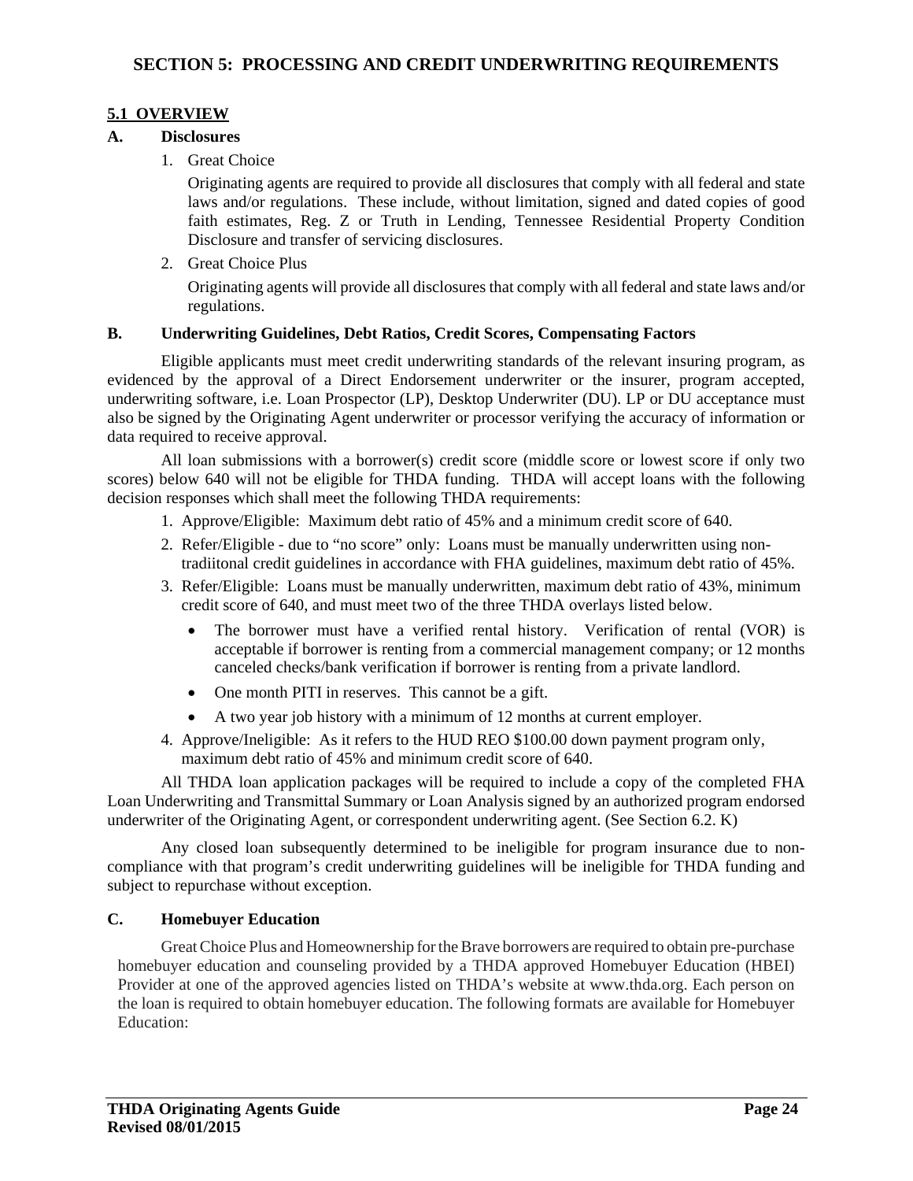# SECTION 5: PROCESSING AND CREDIT UNDERWRITING REQUIREMENTS

## 5.1 OVERVIEW

### A. Disclosures

1. Great Choice

   Originating agents are required to provide all disclosures that comply with all federal and state laws and/or regulations. These include, without limitation, signed and dated copies of good faith estimates, Reg. Z or Truth in Lending, Tennessee Residential Property Condition Disclosure and transfer of servicing disclosures.

2. Great Choice Plus

   Originating agents will provide all disclosures that comply with all federal and state laws and/or regulations.

### B. Underwriting Guidelines, Debt Ratios, Credit Scores, Compensating Factors

Eligible applicants must meet credit underwriting standards of the relevant insuring program, as evidenced by the approval of a Direct Endorsement underwriter or the insurer, program accepted, underwriting software, i.e. Loan Prospector (LP), Desktop Underwriter (DU). LP or DU acceptance must also be signed by the Originating Agent underwriter or processor verifying the accuracy of information or data required to receive approval.

All loan submissions with a borrower(s) credit score (middle score or lowest score if only two scores) below 640 will not be eligible for THDA funding. THDA will accept loans with the following decision responses which shall meet the following THDA requirements:

1. Approve/Eligible: Maximum debt ratio of 45% and a minimum credit score of 640.
2. Refer/Eligible - due to "no score" only: Loans must be manually underwritten using non-tradiitonal credit guidelines in accordance with FHA guidelines, maximum debt ratio of 45%.
3. Refer/Eligible: Loans must be manually underwritten, maximum debt ratio of 43%, minimum credit score of 640, and must meet two of the three THDA overlays listed below.
   - The borrower must have a verified rental history. Verification of rental (VOR) is acceptable if borrower is renting from a commercial management company; or 12 months canceled checks/bank verification if borrower is renting from a private landlord.
   - One month PITI in reserves. This cannot be a gift.
   - A two year job history with a minimum of 12 months at current employer.
4. Approve/Ineligible: As it refers to the HUD REO $100.00 down payment program only, maximum debt ratio of 45% and minimum credit score of 640.

All THDA loan application packages will be required to include a copy of the completed FHA Loan Underwriting and Transmittal Summary or Loan Analysis signed by an authorized program endorsed underwriter of the Originating Agent, or correspondent underwriting agent. (See Section 6.2. K)

Any closed loan subsequently determined to be ineligible for program insurance due to non-compliance with that program's credit underwriting guidelines will be ineligible for THDA funding and subject to repurchase without exception.

### C. Homebuyer Education

Great Choice Plus and Homeownership for the Brave borrowers are required to obtain pre-purchase homebuyer education and counseling provided by a THDA approved Homebuyer Education (HBEI) Provider at one of the approved agencies listed on THDA's website at www.thda.org. Each person on the loan is required to obtain homebuyer education. The following formats are available for Homebuyer Education: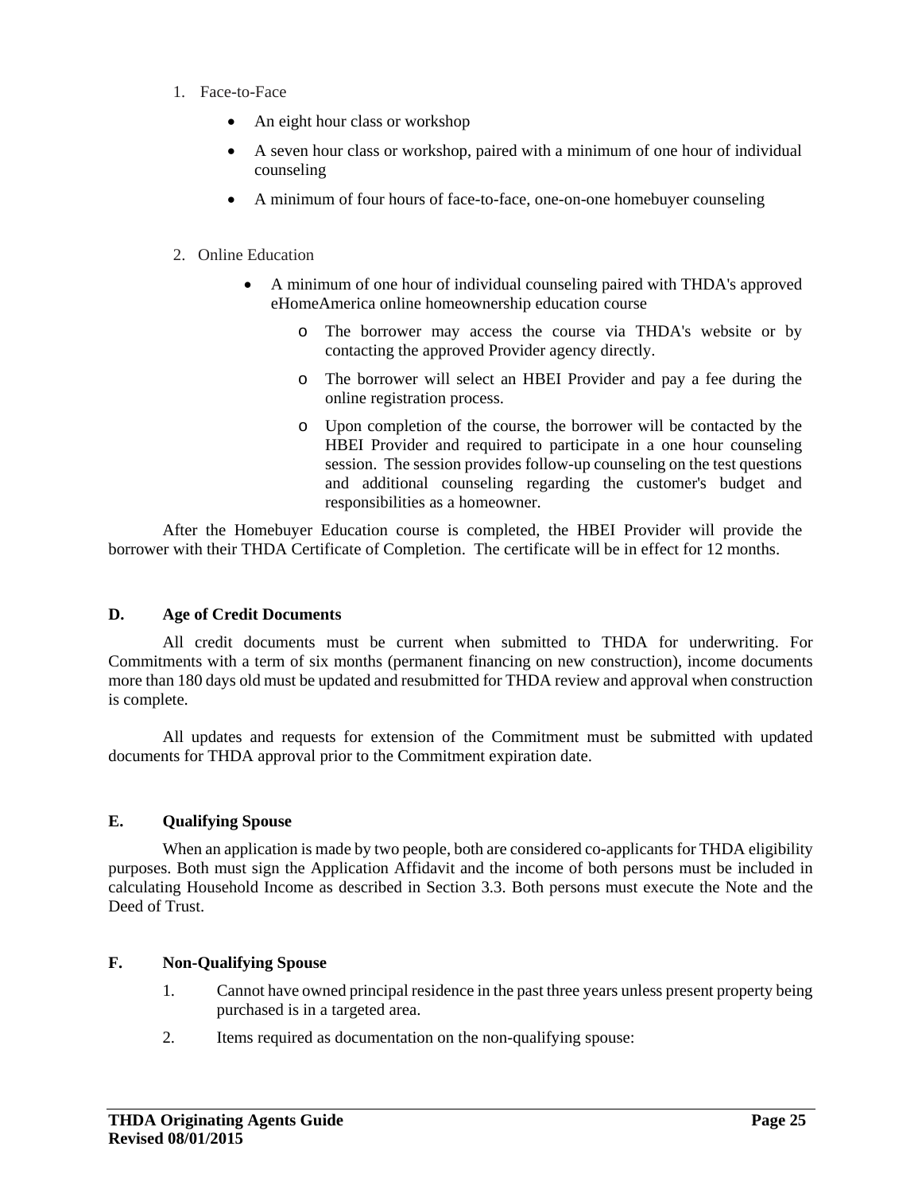1. Face-to-Face

    - An eight hour class or workshop
    - A seven hour class or workshop, paired with a minimum of one hour of individual counseling
    - A minimum of four hours of face-to-face, one-on-one homebuyer counseling

2. Online Education

    - A minimum of one hour of individual counseling paired with THDA's approved eHomeAmerica online homeownership education course
        - The borrower may access the course via THDA's website or by contacting the approved Provider agency directly.
        - The borrower will select an HBEI Provider and pay a fee during the online registration process.
        - Upon completion of the course, the borrower will be contacted by the HBEI Provider and required to participate in a one hour counseling session. The session provides follow-up counseling on the test questions and additional counseling regarding the customer's budget and responsibilities as a homeowner.

After the Homebuyer Education course is completed, the HBEI Provider will provide the borrower with their THDA Certificate of Completion. The certificate will be in effect for 12 months.

**D. Age of Credit Documents**

All credit documents must be current when submitted to THDA for underwriting. For Commitments with a term of six months (permanent financing on new construction), income documents more than 180 days old must be updated and resubmitted for THDA review and approval when construction is complete.

All updates and requests for extension of the Commitment must be submitted with updated documents for THDA approval prior to the Commitment expiration date.

**E. Qualifying Spouse**

When an application is made by two people, both are considered co-applicants for THDA eligibility purposes. Both must sign the Application Affidavit and the income of both persons must be included in calculating Household Income as described in Section 3.3. Both persons must execute the Note and the Deed of Trust.

**F. Non-Qualifying Spouse**

1. Cannot have owned principal residence in the past three years unless present property being purchased is in a targeted area.
2. Items required as documentation on the non-qualifying spouse: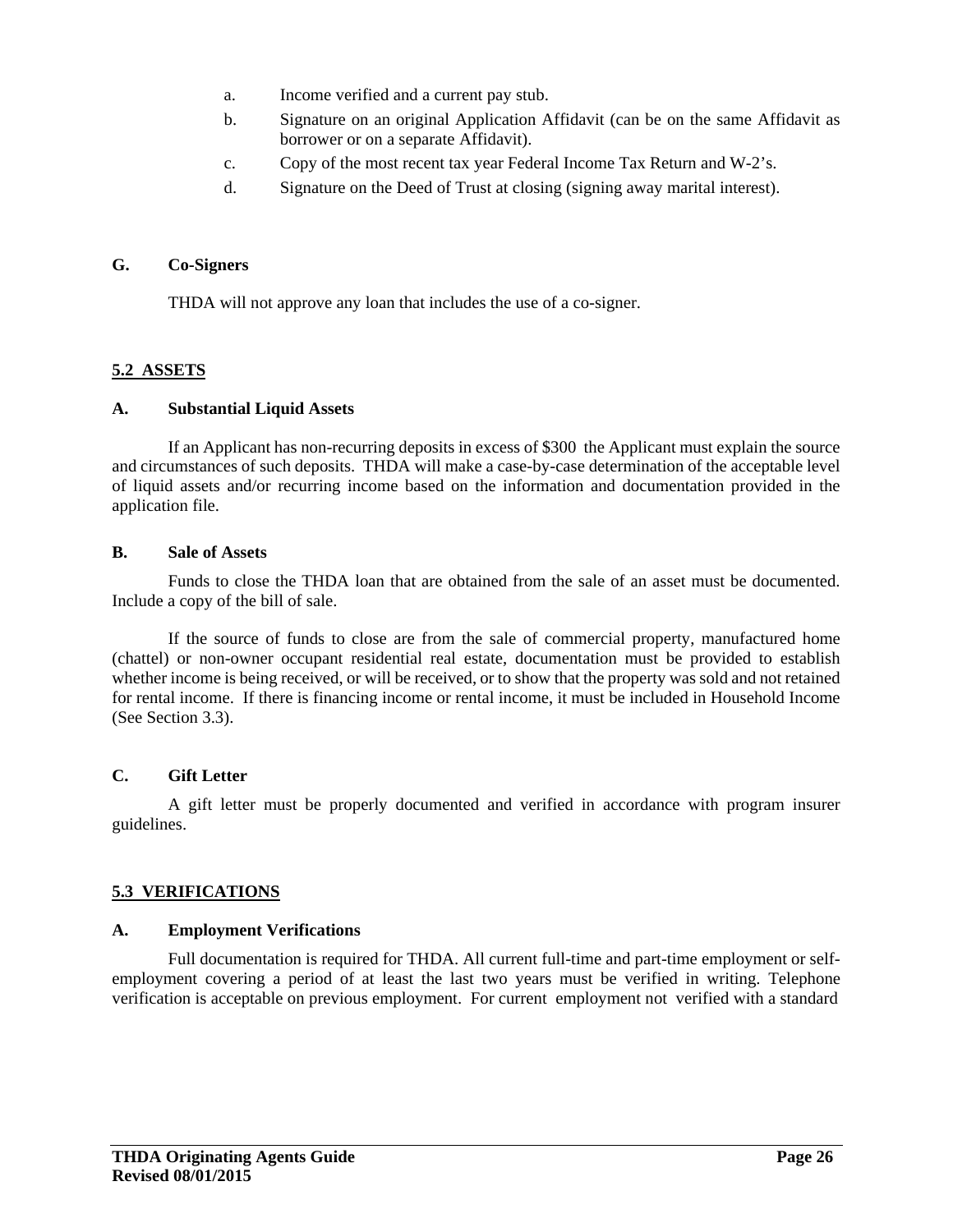a. Income verified and a current pay stub.

b. Signature on an original Application Affidavit (can be on the same Affidavit as borrower or on a separate Affidavit).

c. Copy of the most recent tax year Federal Income Tax Return and W-2's.

d. Signature on the Deed of Trust at closing (signing away marital interest).

### G. Co-Signers

THDA will not approve any loan that includes the use of a co-signer.

## 5.2 ASSETS

### A. Substantial Liquid Assets

If an Applicant has non-recurring deposits in excess of $300 the Applicant must explain the source and circumstances of such deposits. THDA will make a case-by-case determination of the acceptable level of liquid assets and/or recurring income based on the information and documentation provided in the application file.

### B. Sale of Assets

Funds to close the THDA loan that are obtained from the sale of an asset must be documented. Include a copy of the bill of sale.

If the source of funds to close are from the sale of commercial property, manufactured home (chattel) or non-owner occupant residential real estate, documentation must be provided to establish whether income is being received, or will be received, or to show that the property was sold and not retained for rental income. If there is financing income or rental income, it must be included in Household Income (See Section 3.3).

### C. Gift Letter

A gift letter must be properly documented and verified in accordance with program insurer guidelines.

## 5.3 VERIFICATIONS

### A. Employment Verifications

Full documentation is required for THDA. All current full-time and part-time employment or self-employment covering a period of at least the last two years must be verified in writing. Telephone verification is acceptable on previous employment. For current employment not verified with a standard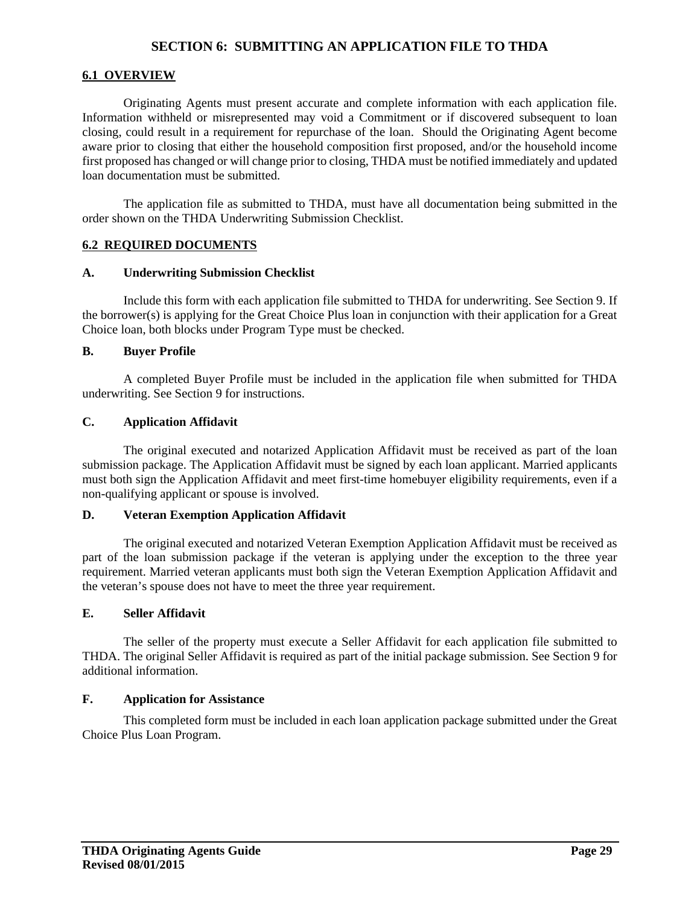# SECTION 6: SUBMITTING AN APPLICATION FILE TO THDA

## 6.1 OVERVIEW

Originating Agents must present accurate and complete information with each application file. Information withheld or misrepresented may void a Commitment or if discovered subsequent to loan closing, could result in a requirement for repurchase of the loan. Should the Originating Agent become aware prior to closing that either the household composition first proposed, and/or the household income first proposed has changed or will change prior to closing, THDA must be notified immediately and updated loan documentation must be submitted.

The application file as submitted to THDA, must have all documentation being submitted in the order shown on the THDA Underwriting Submission Checklist.

## 6.2 REQUIRED DOCUMENTS

### A. Underwriting Submission Checklist

Include this form with each application file submitted to THDA for underwriting. See Section 9. If the borrower(s) is applying for the Great Choice Plus loan in conjunction with their application for a Great Choice loan, both blocks under Program Type must be checked.

### B. Buyer Profile

A completed Buyer Profile must be included in the application file when submitted for THDA underwriting. See Section 9 for instructions.

### C. Application Affidavit

The original executed and notarized Application Affidavit must be received as part of the loan submission package. The Application Affidavit must be signed by each loan applicant. Married applicants must both sign the Application Affidavit and meet first-time homebuyer eligibility requirements, even if a non-qualifying applicant or spouse is involved.

### D. Veteran Exemption Application Affidavit

The original executed and notarized Veteran Exemption Application Affidavit must be received as part of the loan submission package if the veteran is applying under the exception to the three year requirement. Married veteran applicants must both sign the Veteran Exemption Application Affidavit and the veteran's spouse does not have to meet the three year requirement.

### E. Seller Affidavit

The seller of the property must execute a Seller Affidavit for each application file submitted to THDA. The original Seller Affidavit is required as part of the initial package submission. See Section 9 for additional information.

### F. Application for Assistance

This completed form must be included in each loan application package submitted under the Great Choice Plus Loan Program.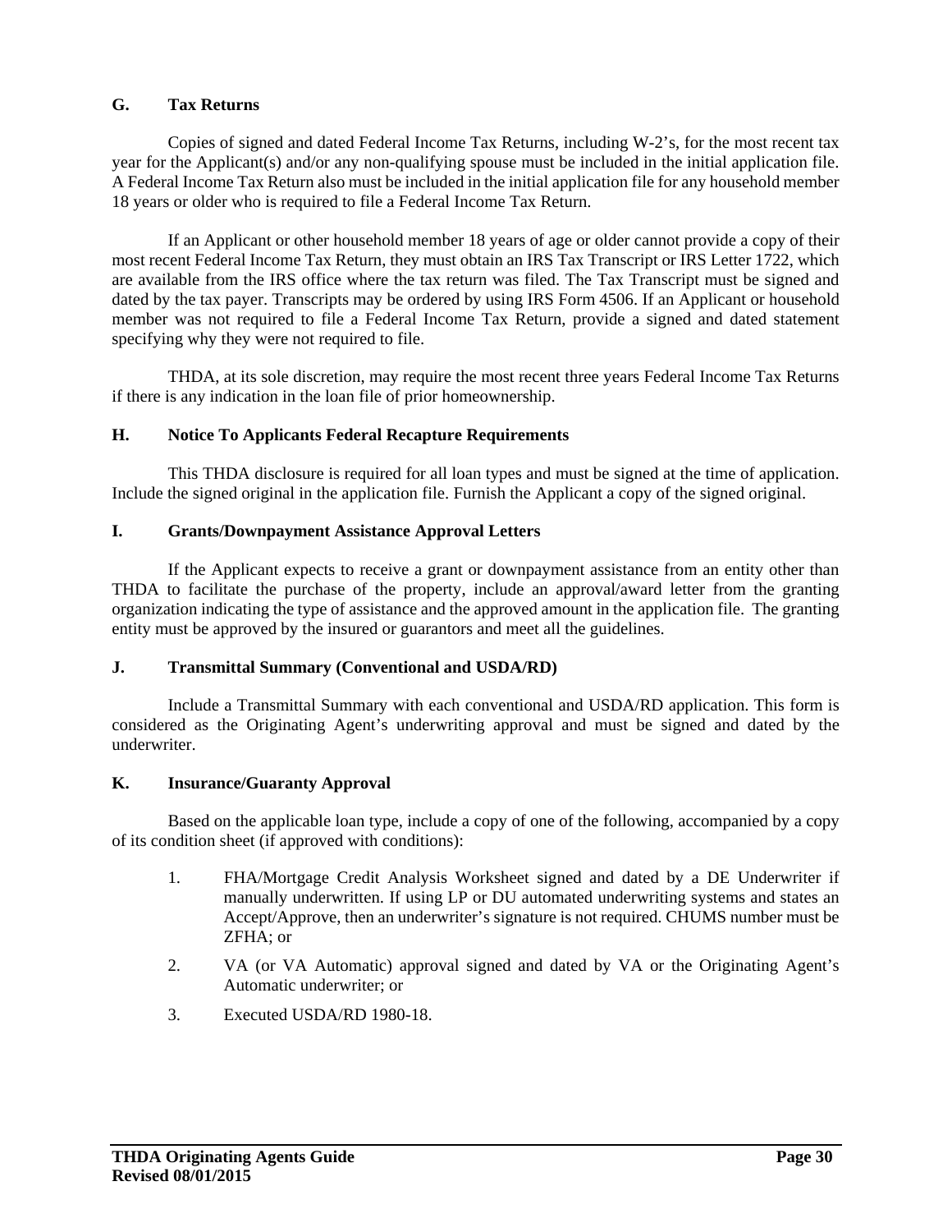### G. Tax Returns

Copies of signed and dated Federal Income Tax Returns, including W-2's, for the most recent tax year for the Applicant(s) and/or any non-qualifying spouse must be included in the initial application file. A Federal Income Tax Return also must be included in the initial application file for any household member 18 years or older who is required to file a Federal Income Tax Return.

If an Applicant or other household member 18 years of age or older cannot provide a copy of their most recent Federal Income Tax Return, they must obtain an IRS Tax Transcript or IRS Letter 1722, which are available from the IRS office where the tax return was filed. The Tax Transcript must be signed and dated by the tax payer. Transcripts may be ordered by using IRS Form 4506. If an Applicant or household member was not required to file a Federal Income Tax Return, provide a signed and dated statement specifying why they were not required to file.

THDA, at its sole discretion, may require the most recent three years Federal Income Tax Returns if there is any indication in the loan file of prior homeownership.

### H. Notice To Applicants Federal Recapture Requirements

This THDA disclosure is required for all loan types and must be signed at the time of application. Include the signed original in the application file. Furnish the Applicant a copy of the signed original.

### I. Grants/Downpayment Assistance Approval Letters

If the Applicant expects to receive a grant or downpayment assistance from an entity other than THDA to facilitate the purchase of the property, include an approval/award letter from the granting organization indicating the type of assistance and the approved amount in the application file. The granting entity must be approved by the insured or guarantors and meet all the guidelines.

### J. Transmittal Summary (Conventional and USDA/RD)

Include a Transmittal Summary with each conventional and USDA/RD application. This form is considered as the Originating Agent's underwriting approval and must be signed and dated by the underwriter.

### K. Insurance/Guaranty Approval

Based on the applicable loan type, include a copy of one of the following, accompanied by a copy of its condition sheet (if approved with conditions):

1. FHA/Mortgage Credit Analysis Worksheet signed and dated by a DE Underwriter if manually underwritten. If using LP or DU automated underwriting systems and states an Accept/Approve, then an underwriter's signature is not required. CHUMS number must be ZFHA; or
2. VA (or VA Automatic) approval signed and dated by VA or the Originating Agent's Automatic underwriter; or
3. Executed USDA/RD 1980-18.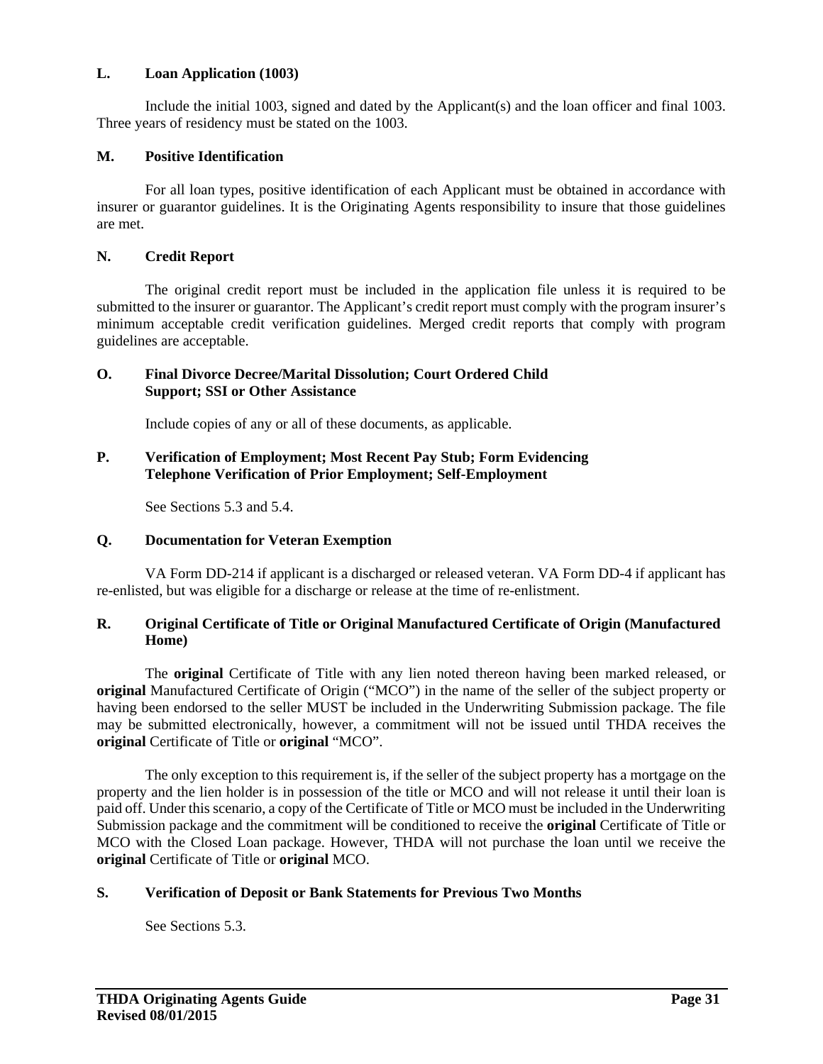### L. Loan Application (1003)

Include the initial 1003, signed and dated by the Applicant(s) and the loan officer and final 1003. Three years of residency must be stated on the 1003.

### M. Positive Identification

For all loan types, positive identification of each Applicant must be obtained in accordance with insurer or guarantor guidelines. It is the Originating Agents responsibility to insure that those guidelines are met.

### N. Credit Report

The original credit report must be included in the application file unless it is required to be submitted to the insurer or guarantor. The Applicant's credit report must comply with the program insurer's minimum acceptable credit verification guidelines. Merged credit reports that comply with program guidelines are acceptable.

### O. Final Divorce Decree/Marital Dissolution; Court Ordered Child Support; SSI or Other Assistance

Include copies of any or all of these documents, as applicable.

### P. Verification of Employment; Most Recent Pay Stub; Form Evidencing Telephone Verification of Prior Employment; Self-Employment

See Sections 5.3 and 5.4.

### Q. Documentation for Veteran Exemption

VA Form DD-214 if applicant is a discharged or released veteran. VA Form DD-4 if applicant has re-enlisted, but was eligible for a discharge or release at the time of re-enlistment.

### R. Original Certificate of Title or Original Manufactured Certificate of Origin (Manufactured Home)

The **original** Certificate of Title with any lien noted thereon having been marked released, or **original** Manufactured Certificate of Origin ("MCO") in the name of the seller of the subject property or having been endorsed to the seller MUST be included in the Underwriting Submission package. The file may be submitted electronically, however, a commitment will not be issued until THDA receives the **original** Certificate of Title or **original** "MCO".

The only exception to this requirement is, if the seller of the subject property has a mortgage on the property and the lien holder is in possession of the title or MCO and will not release it until their loan is paid off. Under this scenario, a copy of the Certificate of Title or MCO must be included in the Underwriting Submission package and the commitment will be conditioned to receive the **original** Certificate of Title or MCO with the Closed Loan package. However, THDA will not purchase the loan until we receive the **original** Certificate of Title or **original** MCO.

### S. Verification of Deposit or Bank Statements for Previous Two Months

See Sections 5.3.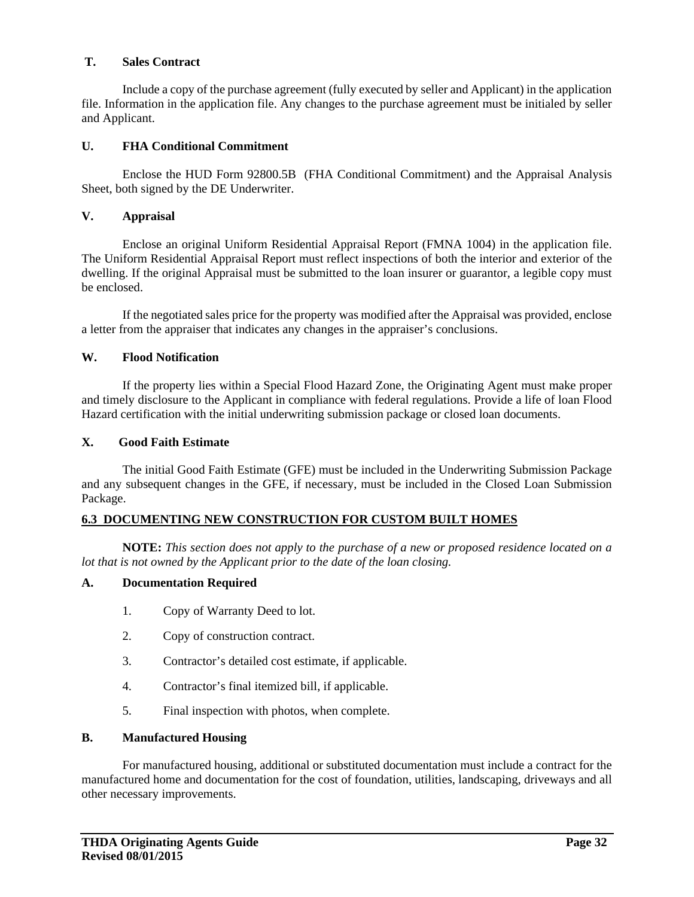### T. Sales Contract

Include a copy of the purchase agreement (fully executed by seller and Applicant) in the application file. Information in the application file. Any changes to the purchase agreement must be initialed by seller and Applicant.

### U. FHA Conditional Commitment

Enclose the HUD Form 92800.5B (FHA Conditional Commitment) and the Appraisal Analysis Sheet, both signed by the DE Underwriter.

### V. Appraisal

Enclose an original Uniform Residential Appraisal Report (FMNA 1004) in the application file. The Uniform Residential Appraisal Report must reflect inspections of both the interior and exterior of the dwelling. If the original Appraisal must be submitted to the loan insurer or guarantor, a legible copy must be enclosed.

If the negotiated sales price for the property was modified after the Appraisal was provided, enclose a letter from the appraiser that indicates any changes in the appraiser's conclusions.

### W. Flood Notification

If the property lies within a Special Flood Hazard Zone, the Originating Agent must make proper and timely disclosure to the Applicant in compliance with federal regulations. Provide a life of loan Flood Hazard certification with the initial underwriting submission package or closed loan documents.

### X. Good Faith Estimate

The initial Good Faith Estimate (GFE) must be included in the Underwriting Submission Package and any subsequent changes in the GFE, if necessary, must be included in the Closed Loan Submission Package.

## 6.3 DOCUMENTING NEW CONSTRUCTION FOR CUSTOM BUILT HOMES

**NOTE:** *This section does not apply to the purchase of a new or proposed residence located on a lot that is not owned by the Applicant prior to the date of the loan closing.*

### A. Documentation Required

1. Copy of Warranty Deed to lot.
2. Copy of construction contract.
3. Contractor's detailed cost estimate, if applicable.
4. Contractor's final itemized bill, if applicable.
5. Final inspection with photos, when complete.

### B. Manufactured Housing

For manufactured housing, additional or substituted documentation must include a contract for the manufactured home and documentation for the cost of foundation, utilities, landscaping, driveways and all other necessary improvements.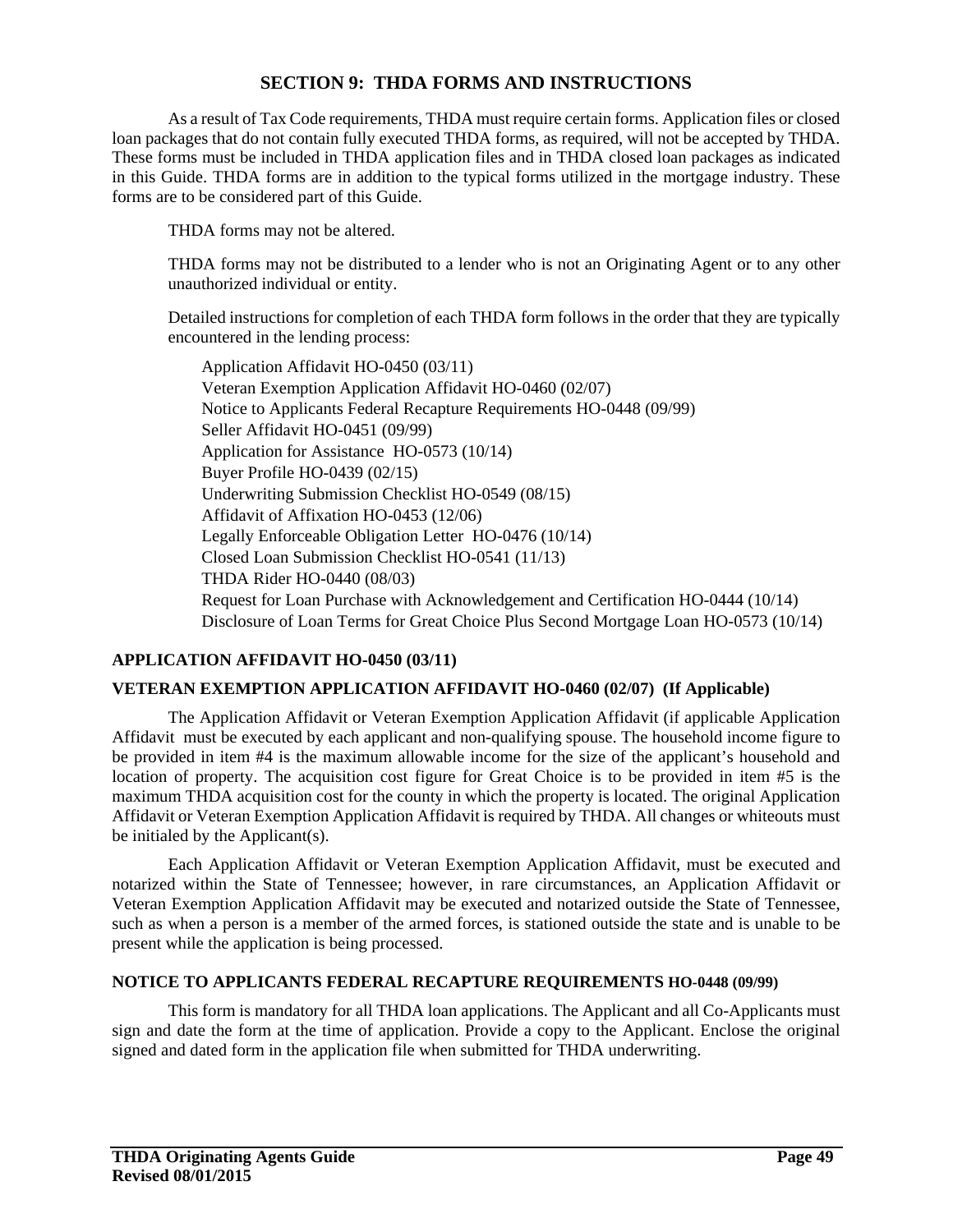# SECTION 9: THDA FORMS AND INSTRUCTIONS

As a result of Tax Code requirements, THDA must require certain forms. Application files or closed loan packages that do not contain fully executed THDA forms, as required, will not be accepted by THDA. These forms must be included in THDA application files and in THDA closed loan packages as indicated in this Guide. THDA forms are in addition to the typical forms utilized in the mortgage industry. These forms are to be considered part of this Guide.

THDA forms may not be altered.

THDA forms may not be distributed to a lender who is not an Originating Agent or to any other unauthorized individual or entity.

Detailed instructions for completion of each THDA form follows in the order that they are typically encountered in the lending process:

- Application Affidavit HO-0450 (03/11)
- Veteran Exemption Application Affidavit HO-0460 (02/07)
- Notice to Applicants Federal Recapture Requirements HO-0448 (09/99)
- Seller Affidavit HO-0451 (09/99)
- Application for Assistance HO-0573 (10/14)
- Buyer Profile HO-0439 (02/15)
- Underwriting Submission Checklist HO-0549 (08/15)
- Affidavit of Affixation HO-0453 (12/06)
- Legally Enforceable Obligation Letter HO-0476 (10/14)
- Closed Loan Submission Checklist HO-0541 (11/13)
- THDA Rider HO-0440 (08/03)
- Request for Loan Purchase with Acknowledgement and Certification HO-0444 (10/14)
- Disclosure of Loan Terms for Great Choice Plus Second Mortgage Loan HO-0573 (10/14)

### APPLICATION AFFIDAVIT HO-0450 (03/11)

### VETERAN EXEMPTION APPLICATION AFFIDAVIT HO-0460 (02/07) (If Applicable)

The Application Affidavit or Veteran Exemption Application Affidavit (if applicable Application Affidavit must be executed by each applicant and non-qualifying spouse. The household income figure to be provided in item #4 is the maximum allowable income for the size of the applicant's household and location of property. The acquisition cost figure for Great Choice is to be provided in item #5 is the maximum THDA acquisition cost for the county in which the property is located. The original Application Affidavit or Veteran Exemption Application Affidavit is required by THDA. All changes or whiteouts must be initialed by the Applicant(s).

Each Application Affidavit or Veteran Exemption Application Affidavit, must be executed and notarized within the State of Tennessee; however, in rare circumstances, an Application Affidavit or Veteran Exemption Application Affidavit may be executed and notarized outside the State of Tennessee, such as when a person is a member of the armed forces, is stationed outside the state and is unable to be present while the application is being processed.

### NOTICE TO APPLICANTS FEDERAL RECAPTURE REQUIREMENTS HO-0448 (09/99)

This form is mandatory for all THDA loan applications. The Applicant and all Co-Applicants must sign and date the form at the time of application. Provide a copy to the Applicant. Enclose the original signed and dated form in the application file when submitted for THDA underwriting.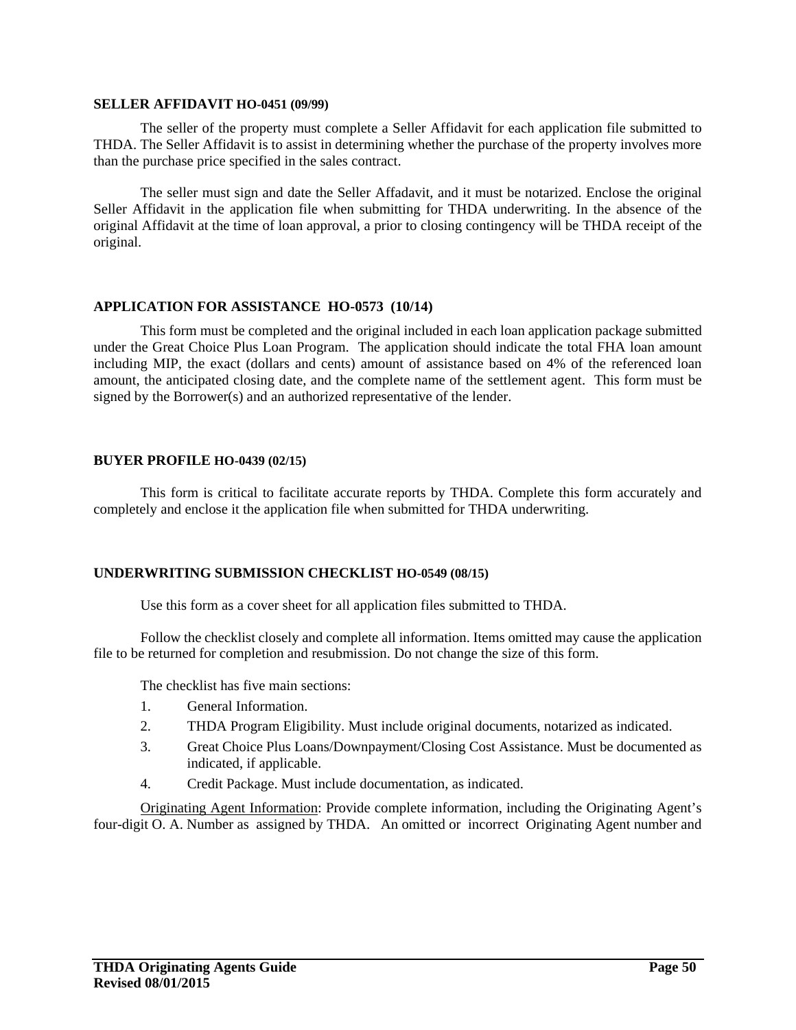**SELLER AFFIDAVIT HO-0451 (09/99)**

The seller of the property must complete a Seller Affidavit for each application file submitted to THDA. The Seller Affidavit is to assist in determining whether the purchase of the property involves more than the purchase price specified in the sales contract.

The seller must sign and date the Seller Affadavit, and it must be notarized. Enclose the original Seller Affidavit in the application file when submitting for THDA underwriting. In the absence of the original Affidavit at the time of loan approval, a prior to closing contingency will be THDA receipt of the original.

**APPLICATION FOR ASSISTANCE HO-0573 (10/14)**

This form must be completed and the original included in each loan application package submitted under the Great Choice Plus Loan Program. The application should indicate the total FHA loan amount including MIP, the exact (dollars and cents) amount of assistance based on 4% of the referenced loan amount, the anticipated closing date, and the complete name of the settlement agent. This form must be signed by the Borrower(s) and an authorized representative of the lender.

**BUYER PROFILE HO-0439 (02/15)**

This form is critical to facilitate accurate reports by THDA. Complete this form accurately and completely and enclose it the application file when submitted for THDA underwriting.

**UNDERWRITING SUBMISSION CHECKLIST HO-0549 (08/15)**

Use this form as a cover sheet for all application files submitted to THDA.

Follow the checklist closely and complete all information. Items omitted may cause the application file to be returned for completion and resubmission. Do not change the size of this form.

The checklist has five main sections:

1. General Information.
2. THDA Program Eligibility. Must include original documents, notarized as indicated.
3. Great Choice Plus Loans/Downpayment/Closing Cost Assistance. Must be documented as indicated, if applicable.
4. Credit Package. Must include documentation, as indicated.

Originating Agent Information: Provide complete information, including the Originating Agent's four-digit O. A. Number as assigned by THDA. An omitted or incorrect Originating Agent number and